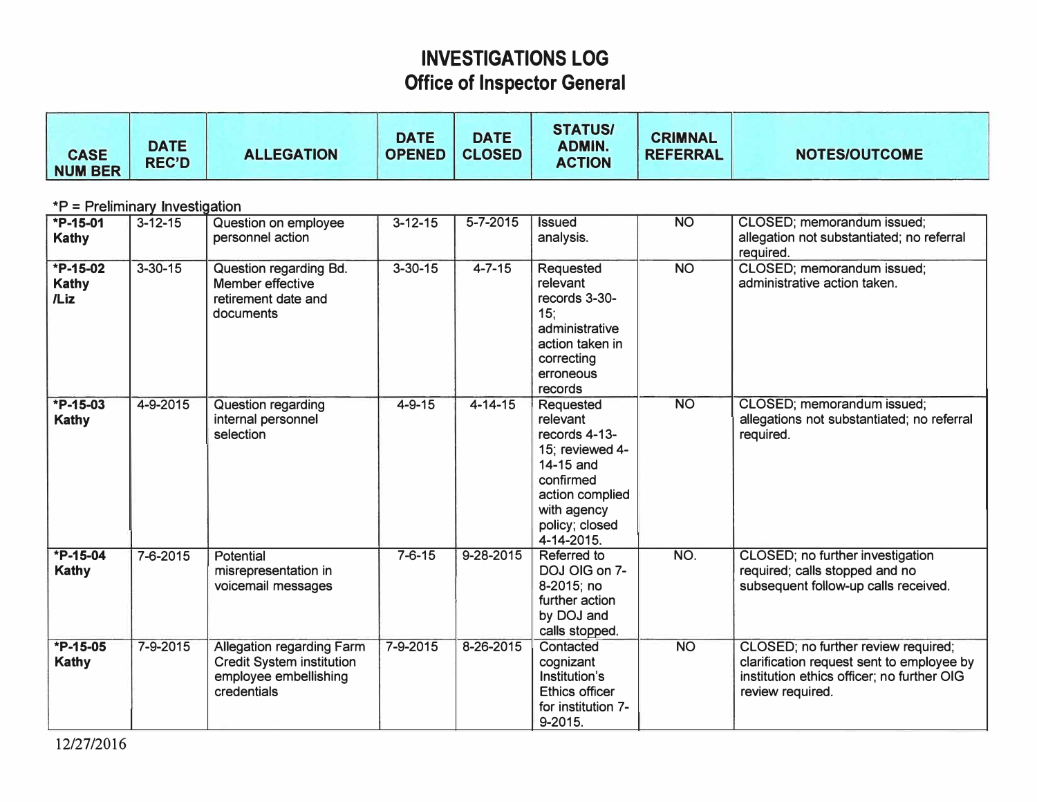# INVESTIGATIONS LOG
## Office of Inspector General

*P = Preliminary Investigation

| CASE NUMBER | DATE REC'D | ALLEGATION | DATE OPENED | DATE CLOSED | STATUS/ ADMIN. ACTION | CRIMNAL REFERRAL | NOTES/OUTCOME |
|---|---|---|---|---|---|---|---|
| **\*P-15-01 Kathy** | 3-12-15 | Question on employee personnel action | 3-12-15 | 5-7-2015 | Issued analysis. | NO | CLOSED; memorandum issued; allegation not substantiated; no referral required. |
| **\*P-15-02 Kathy /Liz** | 3-30-15 | Question regarding Bd. Member effective retirement date and documents | 3-30-15 | 4-7-15 | Requested relevant records 3-30-15; administrative action taken in correcting erroneous records | NO | CLOSED; memorandum issued; administrative action taken. |
| **\*P-15-03 Kathy** | 4-9-2015 | Question regarding internal personnel selection | 4-9-15 | 4-14-15 | Requested relevant records 4-13-15; reviewed 4-14-15 and confirmed action complied with agency policy; closed 4-14-2015. | NO | CLOSED; memorandum issued; allegations not substantiated; no referral required. |
| **\*P-15-04 Kathy** | 7-6-2015 | Potential misrepresentation in voicemail messages | 7-6-15 | 9-28-2015 | Referred to DOJ OIG on 7-8-2015; no further action by DOJ and calls stopped. | NO. | CLOSED; no further investigation required; calls stopped and no subsequent follow-up calls received. |
| **\*P-15-05 Kathy** | 7-9-2015 | Allegation regarding Farm Credit System institution employee embellishing credentials | 7-9-2015 | 8-26-2015 | Contacted cognizant Institution's Ethics officer for institution 7-9-2015. | NO | CLOSED; no further review required; clarification request sent to employee by institution ethics officer; no further OIG review required. |

12/27/2016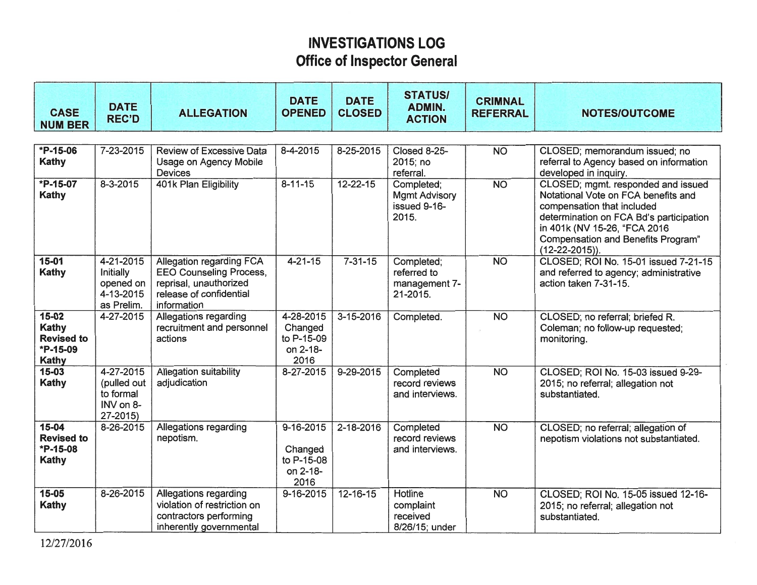# INVESTIGATIONS LOG
## Office of Inspector General

| CASE NUM BER | DATE REC'D | ALLEGATION | DATE OPENED | DATE CLOSED | STATUS/ ADMIN. ACTION | CRIMNAL REFERRAL | NOTES/OUTCOME |
|---|---|---|---|---|---|---|---|
| **\*P-15-06 Kathy** | 7-23-2015 | Review of Excessive Data Usage on Agency Mobile Devices | 8-4-2015 | 8-25-2015 | Closed 8-25-2015; no referral. | NO | CLOSED; memorandum issued; no referral to Agency based on information developed in inquiry. |
| **\*P-15-07 Kathy** | 8-3-2015 | 401k Plan Eligibility | 8-11-15 | 12-22-15 | Completed; Mgmt Advisory issued 9-16-2015. | NO | CLOSED; mgmt. responded and issued Notational Vote on FCA benefits and compensation that included determination on FCA Bd's participation in 401k (NV 15-26, "FCA 2016 Compensation and Benefits Program" (12-22-2015)). |
| **15-01 Kathy** | 4-21-2015 Initially opened on 4-13-2015 as Prelim. | Allegation regarding FCA EEO Counseling Process, reprisal, unauthorized release of confidential information | 4-21-15 | 7-31-15 | Completed; referred to management 7-21-2015. | NO | CLOSED; ROI No. 15-01 issued 7-21-15 and referred to agency; administrative action taken 7-31-15. |
| **15-02 Kathy Revised to \*P-15-09 Kathy** | 4-27-2015 | Allegations regarding recruitment and personnel actions | 4-28-2015 Changed to P-15-09 on 2-18-2016 | 3-15-2016 | Completed. | NO | CLOSED; no referral; briefed R. Coleman; no follow-up requested; monitoring. |
| **15-03 Kathy** | 4-27-2015 (pulled out to formal INV on 8-27-2015) | Allegation suitability adjudication | 8-27-2015 | 9-29-2015 | Completed record reviews and interviews. | NO | CLOSED; ROI No. 15-03 issued 9-29-2015; no referral; allegation not substantiated. |
| **15-04 Revised to \*P-15-08 Kathy** | 8-26-2015 | Allegations regarding nepotism. | 9-16-2015 Changed to P-15-08 on 2-18-2016 | 2-18-2016 | Completed record reviews and interviews. | NO | CLOSED; no referral; allegation of nepotism violations not substantiated. |
| **15-05 Kathy** | 8-26-2015 | Allegations regarding violation of restriction on contractors performing inherently governmental | 9-16-2015 | 12-16-15 | Hotline complaint received 8/26/15; under | NO | CLOSED; ROI No. 15-05 issued 12-16-2015; no referral; allegation not substantiated. |

12/27/2016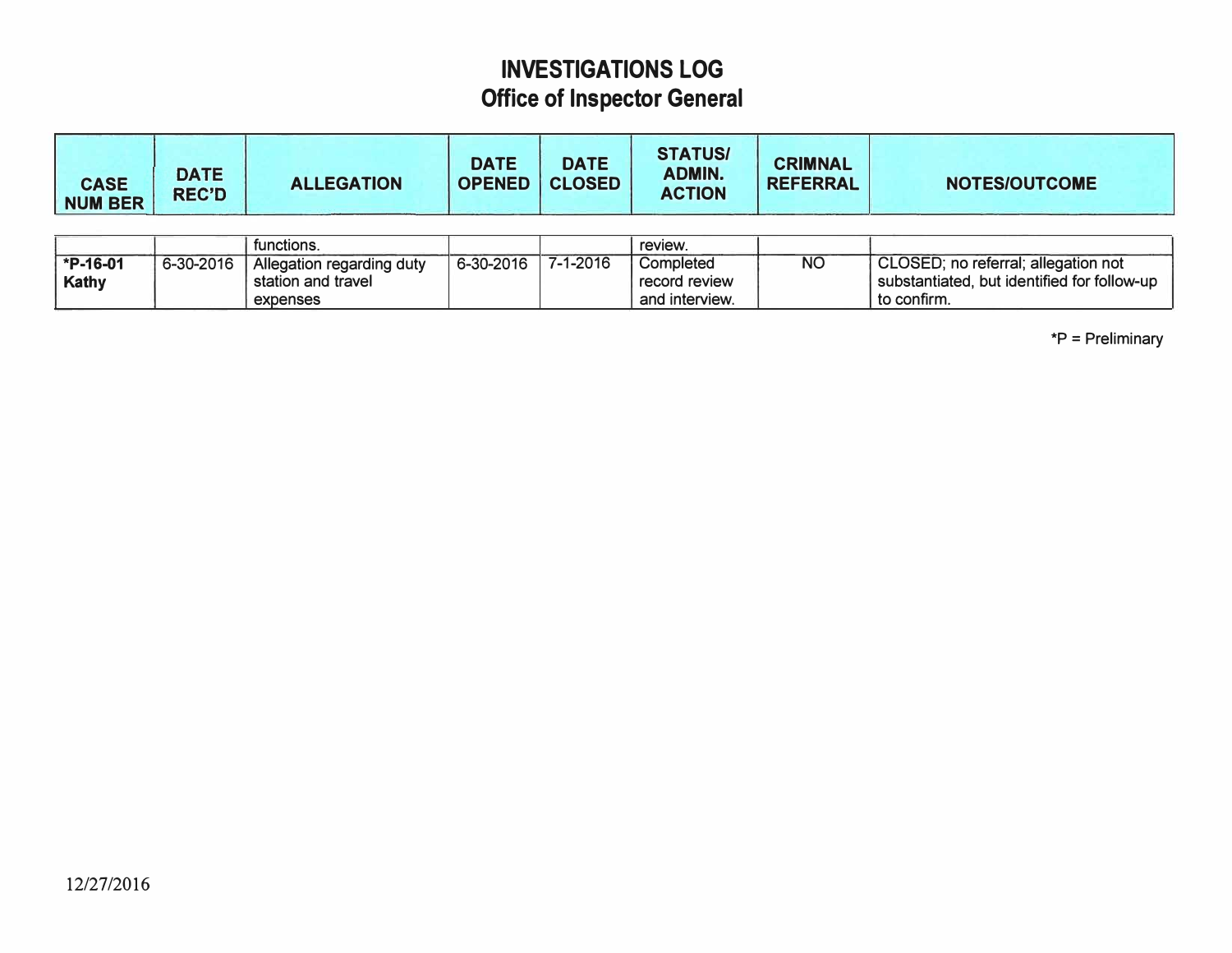# INVESTIGATIONS LOG
## Office of Inspector General

| CASE NUM BER | DATE REC'D | ALLEGATION | DATE OPENED | DATE CLOSED | STATUS/ ADMIN. ACTION | CRIMNAL REFERRAL | NOTES/OUTCOME |
|---|---|---|---|---|---|---|---|
| | | functions. | | | review. | | |
| **\*P-16-01 Kathy** | 6-30-2016 | Allegation regarding duty station and travel expenses | 6-30-2016 | 7-1-2016 | Completed record review and interview. | NO | CLOSED; no referral; allegation not substantiated, but identified for follow-up to confirm. |

*P = Preliminary

12/27/2016